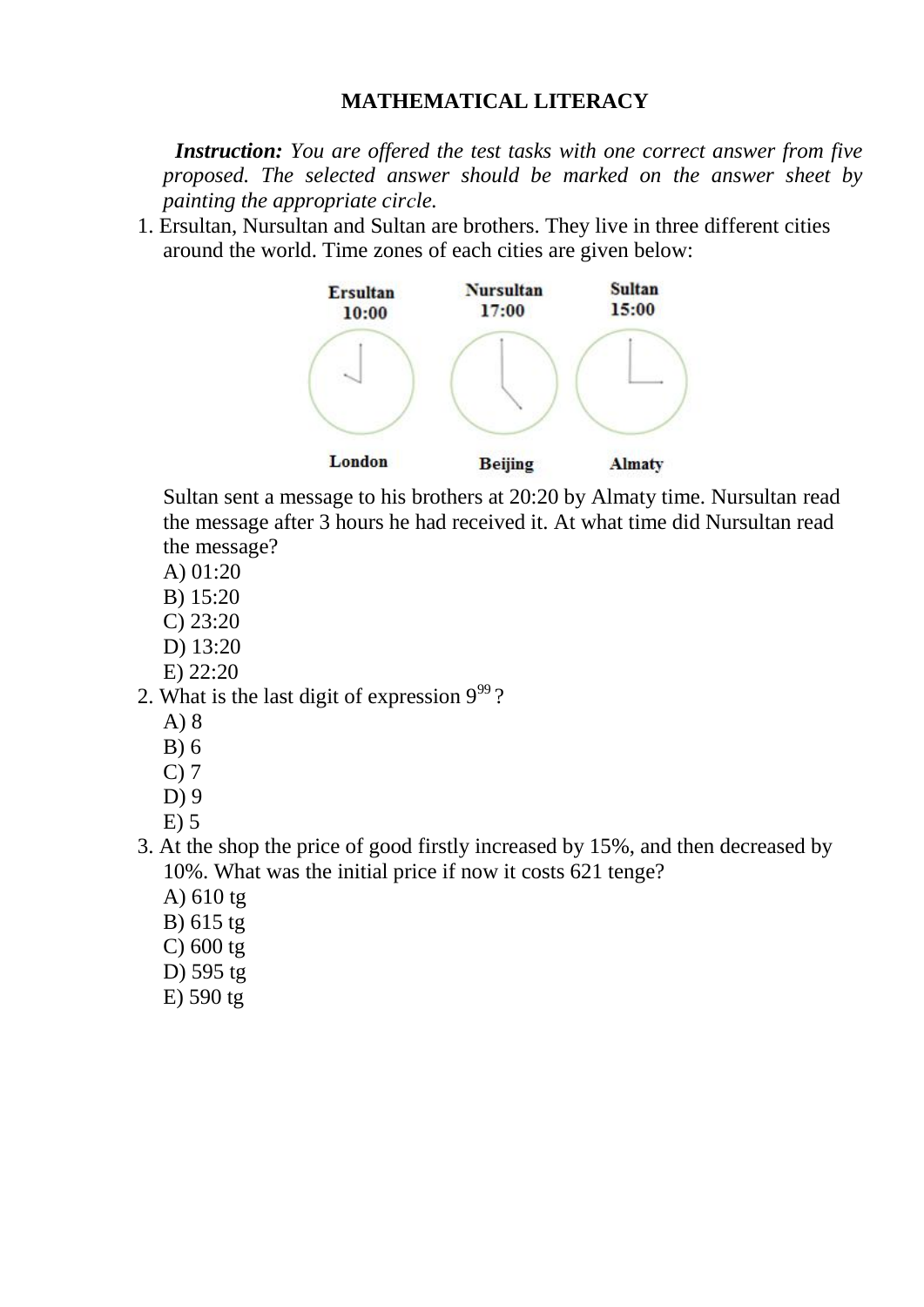# MATHEMATICAL LITERACY

***Instruction:*** *You are offered the test tasks with one correct answer from five proposed. The selected answer should be marked on the answer sheet by painting the appropriate circle.*

1. Ersultan, Nursultan and Sultan are brothers. They live in three different cities around the world. Time zones of each cities are given below:

| Ersultan | Nursultan | Sultan |
| --- | --- | --- |
| 10:00 | 17:00 | 15:00 |
| London | Beijing | Almaty |

Sultan sent a message to his brothers at 20:20 by Almaty time. Nursultan read the message after 3 hours he had received it. At what time did Nursultan read the message?

A) 01:20
B) 15:20
C) 23:20
D) 13:20
E) 22:20

2. What is the last digit of expression $9^{99}$ ?

A) 8
B) 6
C) 7
D) 9
E) 5

3. At the shop the price of good firstly increased by 15%, and then decreased by 10%. What was the initial price if now it costs 621 tenge?

A) 610 tg
B) 615 tg
C) 600 tg
D) 595 tg
E) 590 tg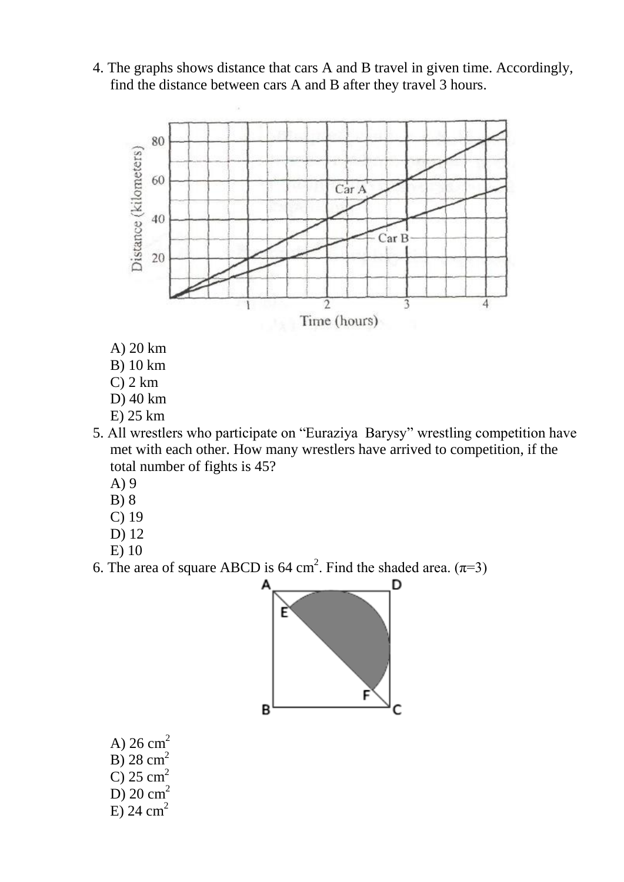4. The graphs shows distance that cars A and B travel in given time. Accordingly, find the distance between cars A and B after they travel 3 hours.

A) 20 km
B) 10 km
C) 2 km
D) 40 km
E) 25 km

5. All wrestlers who participate on "Euraziya Barysy" wrestling competition have met with each other. How many wrestlers have arrived to competition, if the total number of fights is 45?

A) 9
B) 8
C) 19
D) 12
E) 10

6. The area of square ABCD is 64 $cm^2$. Find the shaded area. ($\pi$=3)

A) 26 $cm^2$
B) 28 $cm^2$
C) 25 $cm^2$
D) 20 $cm^2$
E) 24 $cm^2$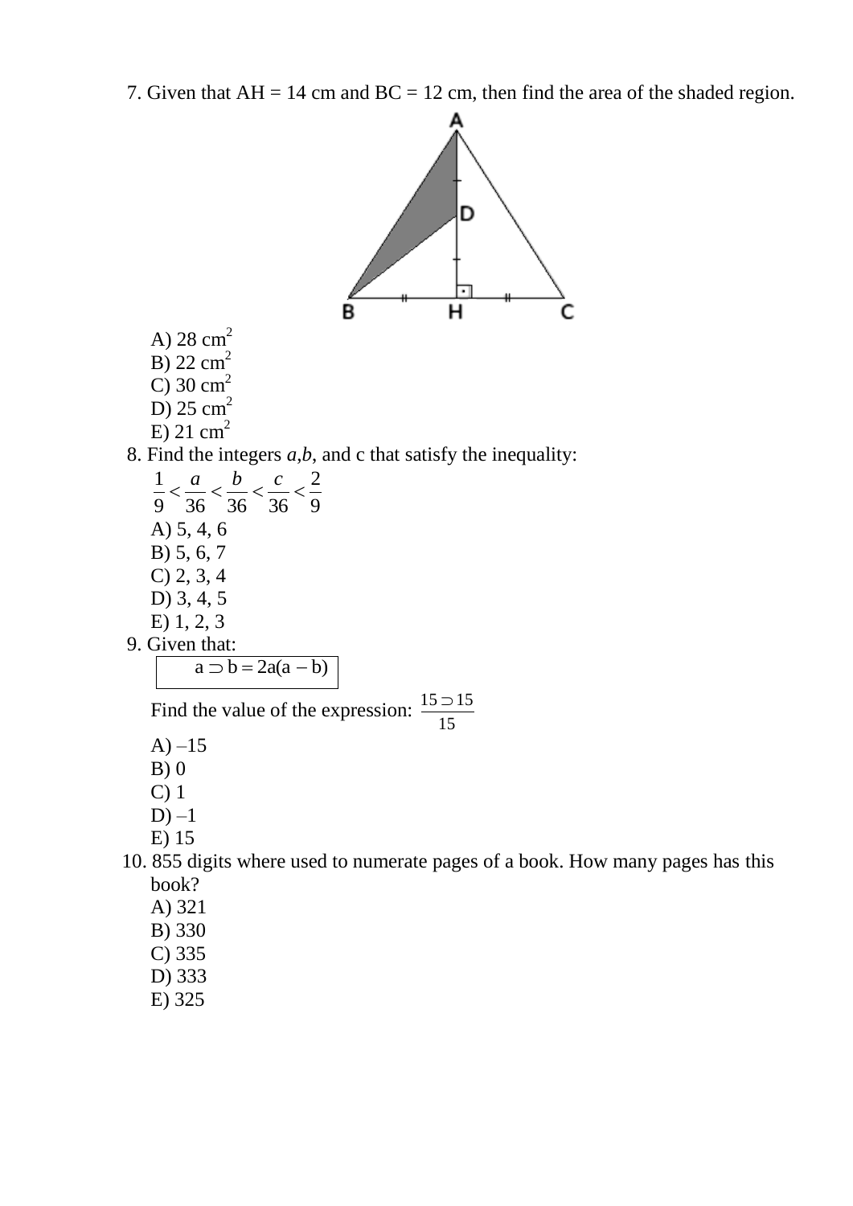7. Given that AH = 14 cm and BC = 12 cm, then find the area of the shaded region.

A) 28 $cm^2$
B) 22 $cm^2$
C) 30 $cm^2$
D) 25 $cm^2$
E) 21 $cm^2$

8. Find the integers $a$,$b$, and c that satisfy the inequality:

$$\frac{1}{9} < \frac{a}{36} < \frac{b}{36} < \frac{c}{36} < \frac{2}{9}$$

A) 5, 4, 6
B) 5, 6, 7
C) 2, 3, 4
D) 3, 4, 5
E) 1, 2, 3

9. Given that:

$$a \supset b = 2a(a - b)$$

Find the value of the expression: $\frac{15 \supset 15}{15}$

A) –15
B) 0
C) 1
D) –1
E) 15

10. 855 digits where used to numerate pages of a book. How many pages has this book?

A) 321
B) 330
C) 335
D) 333
E) 325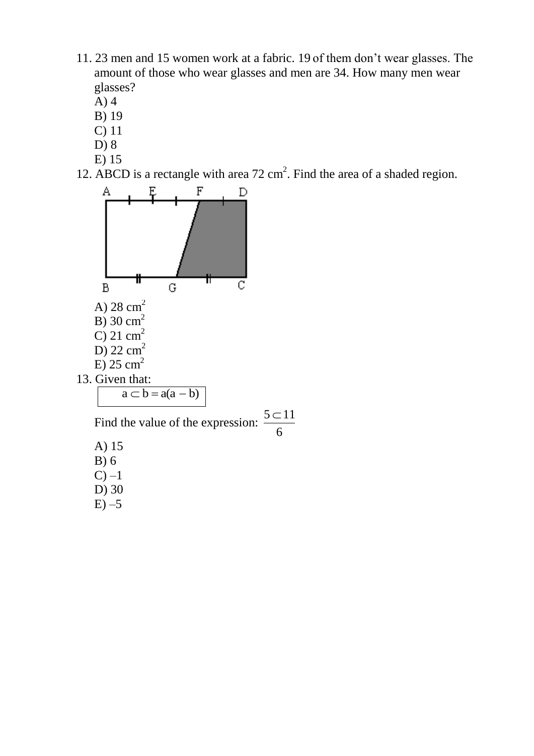11. 23 men and 15 women work at a fabric. 19 of them don't wear glasses. The amount of those who wear glasses and men are 34. How many men wear glasses?

    A) 4
    B) 19
    C) 11
    D) 8
    E) 15

12. ABCD is a rectangle with area 72 $cm^2$. Find the area of a shaded region.

    A) 28 $cm^2$
    B) 30 $cm^2$
    C) 21 $cm^2$
    D) 22 $cm^2$
    E) 25 $cm^2$

13. Given that:

    $$a \subset b = a(a - b)$$

    Find the value of the expression: $\frac{5 \subset 11}{6}$

    A) 15
    B) 6
    C) –1
    D) 30
    E) –5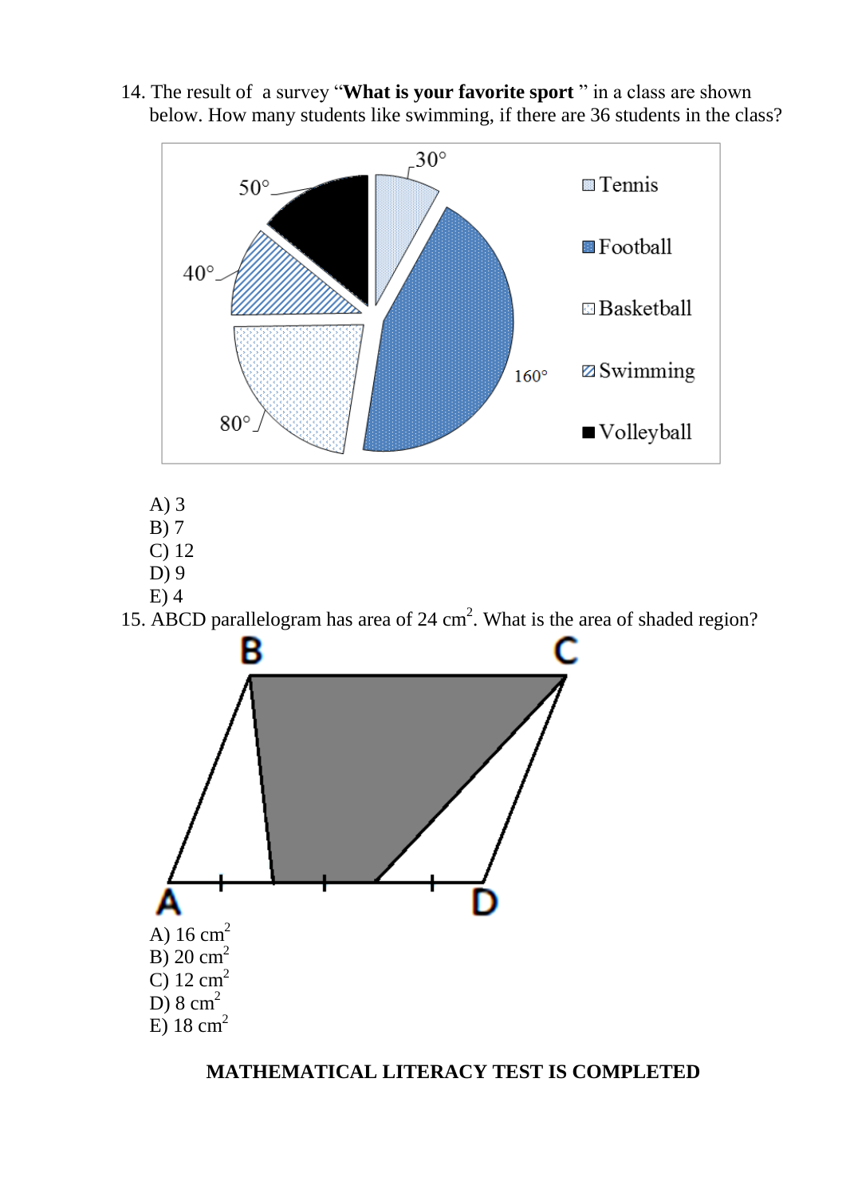14. The result of a survey "**What is your favorite sport** " in a class are shown below. How many students like swimming, if there are 36 students in the class?

30°
50°
40°
160°
80°
Tennis
Football
Basketball
Swimming
Volleyball

A) 3
B) 7
C) 12
D) 9
E) 4

15. ABCD parallelogram has area of 24 cm$^2$. What is the area of shaded region?

B
C
A
D

A) 16 cm$^2$
B) 20 cm$^2$
C) 12 cm$^2$
D) 8 cm$^2$
E) 18 cm$^2$

**MATHEMATICAL LITERACY TEST IS COMPLETED**